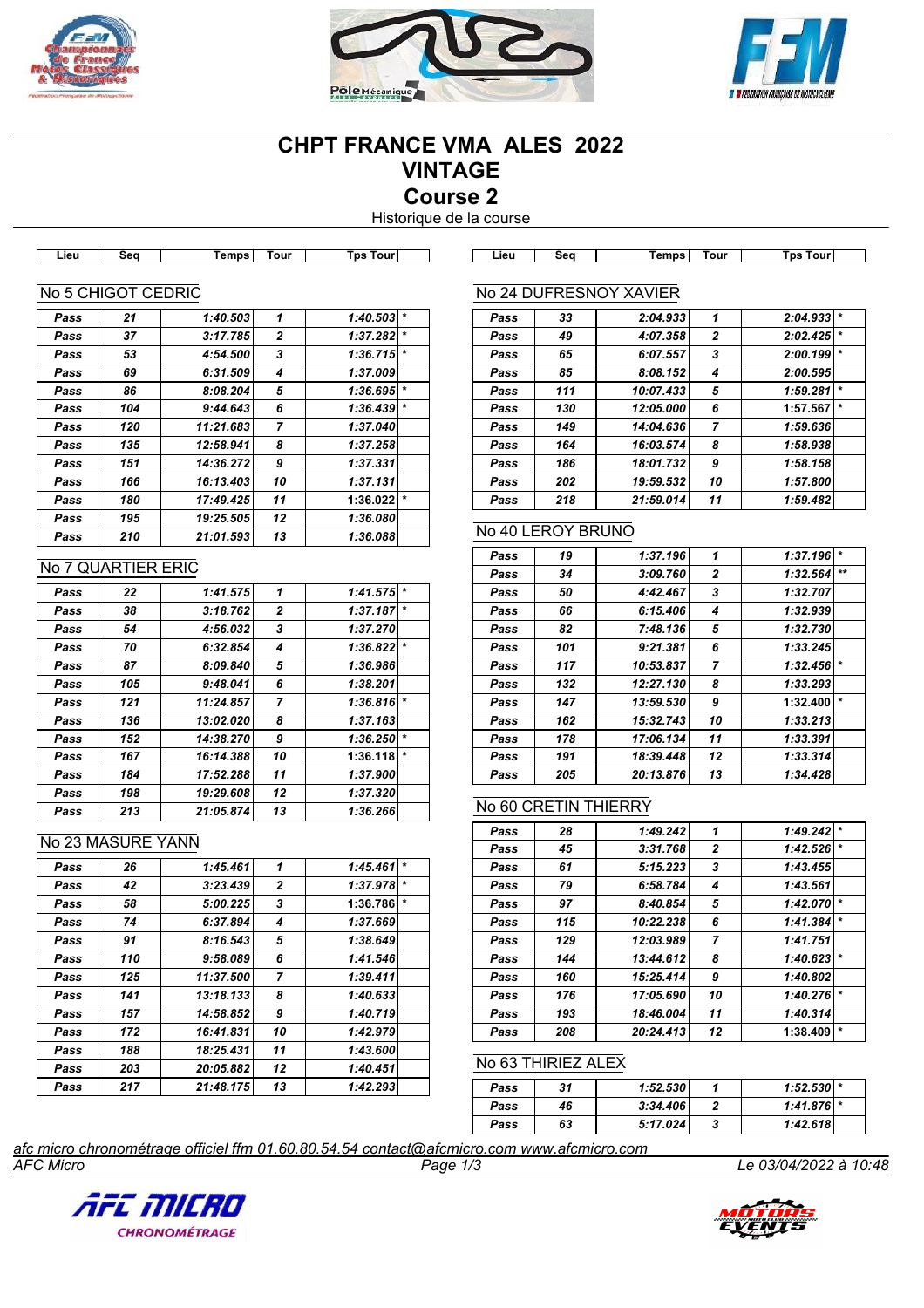# CHPT FRANCE VMA ALES 2022
## VINTAGE
## Course 2

Historique de la course

### No 5 CHIGOT CEDRIC

| Lieu | Seq | Temps | Tour | Tps Tour | |
|---|---|---|---|---|---|
| Pass | 21 | 1:40.503 | 1 | 1:40.503 | * |
| Pass | 37 | 3:17.785 | 2 | 1:37.282 | * |
| Pass | 53 | 4:54.500 | 3 | 1:36.715 | * |
| Pass | 69 | 6:31.509 | 4 | 1:37.009 | |
| Pass | 86 | 8:08.204 | 5 | 1:36.695 | * |
| Pass | 104 | 9:44.643 | 6 | 1:36.439 | * |
| Pass | 120 | 11:21.683 | 7 | 1:37.040 | |
| Pass | 135 | 12:58.941 | 8 | 1:37.258 | |
| Pass | 151 | 14:36.272 | 9 | 1:37.331 | |
| Pass | 166 | 16:13.403 | 10 | 1:37.131 | |
| Pass | 180 | 17:49.425 | 11 | 1:36.022 | * |
| Pass | 195 | 19:25.505 | 12 | 1:36.080 | |
| Pass | 210 | 21:01.593 | 13 | 1:36.088 | |

### No 7 QUARTIER ERIC

| Lieu | Seq | Temps | Tour | Tps Tour | |
|---|---|---|---|---|---|
| Pass | 22 | 1:41.575 | 1 | 1:41.575 | * |
| Pass | 38 | 3:18.762 | 2 | 1:37.187 | * |
| Pass | 54 | 4:56.032 | 3 | 1:37.270 | |
| Pass | 70 | 6:32.854 | 4 | 1:36.822 | * |
| Pass | 87 | 8:09.840 | 5 | 1:36.986 | |
| Pass | 105 | 9:48.041 | 6 | 1:38.201 | |
| Pass | 121 | 11:24.857 | 7 | 1:36.816 | * |
| Pass | 136 | 13:02.020 | 8 | 1:37.163 | |
| Pass | 152 | 14:38.270 | 9 | 1:36.250 | * |
| Pass | 167 | 16:14.388 | 10 | 1:36.118 | * |
| Pass | 184 | 17:52.288 | 11 | 1:37.900 | |
| Pass | 198 | 19:29.608 | 12 | 1:37.320 | |
| Pass | 213 | 21:05.874 | 13 | 1:36.266 | |

### No 23 MASURE YANN

| Lieu | Seq | Temps | Tour | Tps Tour | |
|---|---|---|---|---|---|
| Pass | 26 | 1:45.461 | 1 | 1:45.461 | * |
| Pass | 42 | 3:23.439 | 2 | 1:37.978 | * |
| Pass | 58 | 5:00.225 | 3 | 1:36.786 | * |
| Pass | 74 | 6:37.894 | 4 | 1:37.669 | |
| Pass | 91 | 8:16.543 | 5 | 1:38.649 | |
| Pass | 110 | 9:58.089 | 6 | 1:41.546 | |
| Pass | 125 | 11:37.500 | 7 | 1:39.411 | |
| Pass | 141 | 13:18.133 | 8 | 1:40.633 | |
| Pass | 157 | 14:58.852 | 9 | 1:40.719 | |
| Pass | 172 | 16:41.831 | 10 | 1:42.979 | |
| Pass | 188 | 18:25.431 | 11 | 1:43.600 | |
| Pass | 203 | 20:05.882 | 12 | 1:40.451 | |
| Pass | 217 | 21:48.175 | 13 | 1:42.293 | |

### No 24 DUFRESNOY XAVIER

| Lieu | Seq | Temps | Tour | Tps Tour | |
|---|---|---|---|---|---|
| Pass | 33 | 2:04.933 | 1 | 2:04.933 | * |
| Pass | 49 | 4:07.358 | 2 | 2:02.425 | * |
| Pass | 65 | 6:07.557 | 3 | 2:00.199 | * |
| Pass | 85 | 8:08.152 | 4 | 2:00.595 | |
| Pass | 111 | 10:07.433 | 5 | 1:59.281 | * |
| Pass | 130 | 12:05.000 | 6 | 1:57.567 | * |
| Pass | 149 | 14:04.636 | 7 | 1:59.636 | |
| Pass | 164 | 16:03.574 | 8 | 1:58.938 | |
| Pass | 186 | 18:01.732 | 9 | 1:58.158 | |
| Pass | 202 | 19:59.532 | 10 | 1:57.800 | |
| Pass | 218 | 21:59.014 | 11 | 1:59.482 | |

### No 40 LEROY BRUNO

| Lieu | Seq | Temps | Tour | Tps Tour | |
|---|---|---|---|---|---|
| Pass | 19 | 1:37.196 | 1 | 1:37.196 | * |
| Pass | 34 | 3:09.760 | 2 | 1:32.564 | ** |
| Pass | 50 | 4:42.467 | 3 | 1:32.707 | |
| Pass | 66 | 6:15.406 | 4 | 1:32.939 | |
| Pass | 82 | 7:48.136 | 5 | 1:32.730 | |
| Pass | 101 | 9:21.381 | 6 | 1:33.245 | |
| Pass | 117 | 10:53.837 | 7 | 1:32.456 | * |
| Pass | 132 | 12:27.130 | 8 | 1:33.293 | |
| Pass | 147 | 13:59.530 | 9 | 1:32.400 | * |
| Pass | 162 | 15:32.743 | 10 | 1:33.213 | |
| Pass | 178 | 17:06.134 | 11 | 1:33.391 | |
| Pass | 191 | 18:39.448 | 12 | 1:33.314 | |
| Pass | 205 | 20:13.876 | 13 | 1:34.428 | |

### No 60 CRETIN THIERRY

| Lieu | Seq | Temps | Tour | Tps Tour | |
|---|---|---|---|---|---|
| Pass | 28 | 1:49.242 | 1 | 1:49.242 | * |
| Pass | 45 | 3:31.768 | 2 | 1:42.526 | * |
| Pass | 61 | 5:15.223 | 3 | 1:43.455 | |
| Pass | 79 | 6:58.784 | 4 | 1:43.561 | |
| Pass | 97 | 8:40.854 | 5 | 1:42.070 | * |
| Pass | 115 | 10:22.238 | 6 | 1:41.384 | * |
| Pass | 129 | 12:03.989 | 7 | 1:41.751 | |
| Pass | 144 | 13:44.612 | 8 | 1:40.623 | * |
| Pass | 160 | 15:25.414 | 9 | 1:40.802 | |
| Pass | 176 | 17:05.690 | 10 | 1:40.276 | * |
| Pass | 193 | 18:46.004 | 11 | 1:40.314 | |
| Pass | 208 | 20:24.413 | 12 | 1:38.409 | * |

### No 63 THIRIEZ ALEX

| Lieu | Seq | Temps | Tour | Tps Tour | |
|---|---|---|---|---|---|
| Pass | 31 | 1:52.530 | 1 | 1:52.530 | * |
| Pass | 46 | 3:34.406 | 2 | 1:41.876 | * |
| Pass | 63 | 5:17.024 | 3 | 1:42.618 | |

*afc micro chronométrage officiel ffm 01.60.80.54.54 contact@afcmicro.com www.afcmicro.com*

*AFC Micro* — *Le 03/04/2022 à 10:48*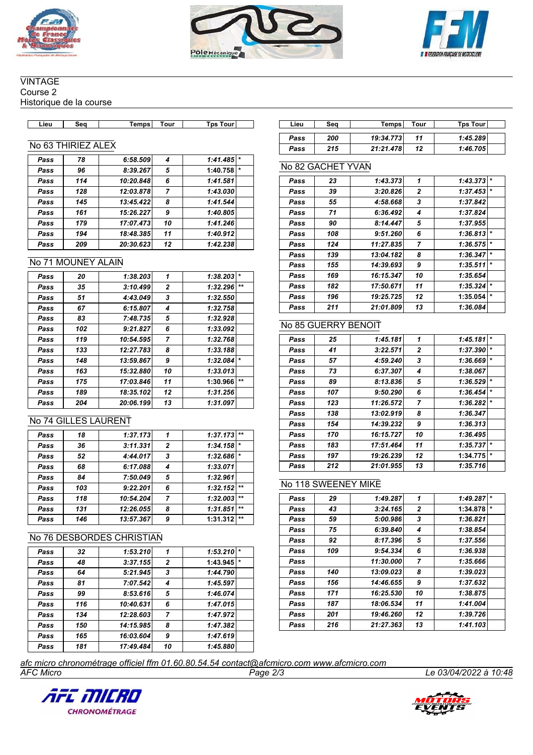VINTAGE
Course 2
Historique de la course

## No 63 THIRIEZ ALEX

| Lieu | Seq | Temps | Tour | Tps Tour | |
|---|---|---|---|---|---|
| Pass | 78 | 6:58.509 | 4 | 1:41.485 | * |
| Pass | 96 | 8:39.267 | 5 | 1:40.758 | * |
| Pass | 114 | 10:20.848 | 6 | 1:41.581 | |
| Pass | 128 | 12:03.878 | 7 | 1:43.030 | |
| Pass | 145 | 13:45.422 | 8 | 1:41.544 | |
| Pass | 161 | 15:26.227 | 9 | 1:40.805 | |
| Pass | 179 | 17:07.473 | 10 | 1:41.246 | |
| Pass | 194 | 18:48.385 | 11 | 1:40.912 | |
| Pass | 209 | 20:30.623 | 12 | 1:42.238 | |

## No 71 MOUNEY ALAIN

| Lieu | Seq | Temps | Tour | Tps Tour | |
|---|---|---|---|---|---|
| Pass | 20 | 1:38.203 | 1 | 1:38.203 | * |
| Pass | 35 | 3:10.499 | 2 | 1:32.296 | ** |
| Pass | 51 | 4:43.049 | 3 | 1:32.550 | |
| Pass | 67 | 6:15.807 | 4 | 1:32.758 | |
| Pass | 83 | 7:48.735 | 5 | 1:32.928 | |
| Pass | 102 | 9:21.827 | 6 | 1:33.092 | |
| Pass | 119 | 10:54.595 | 7 | 1:32.768 | |
| Pass | 133 | 12:27.783 | 8 | 1:33.188 | |
| Pass | 148 | 13:59.867 | 9 | 1:32.084 | * |
| Pass | 163 | 15:32.880 | 10 | 1:33.013 | |
| Pass | 175 | 17:03.846 | 11 | 1:30.966 | ** |
| Pass | 189 | 18:35.102 | 12 | 1:31.256 | |
| Pass | 204 | 20:06.199 | 13 | 1:31.097 | |

## No 74 GILLES LAURENT

| Lieu | Seq | Temps | Tour | Tps Tour | |
|---|---|---|---|---|---|
| Pass | 18 | 1:37.173 | 1 | 1:37.173 | ** |
| Pass | 36 | 3:11.331 | 2 | 1:34.158 | * |
| Pass | 52 | 4:44.017 | 3 | 1:32.686 | * |
| Pass | 68 | 6:17.088 | 4 | 1:33.071 | |
| Pass | 84 | 7:50.049 | 5 | 1:32.961 | |
| Pass | 103 | 9:22.201 | 6 | 1:32.152 | ** |
| Pass | 118 | 10:54.204 | 7 | 1:32.003 | ** |
| Pass | 131 | 12:26.055 | 8 | 1:31.851 | ** |
| Pass | 146 | 13:57.367 | 9 | 1:31.312 | ** |

## No 76 DESBORDES CHRISTIAN

| Lieu | Seq | Temps | Tour | Tps Tour | |
|---|---|---|---|---|---|
| Pass | 32 | 1:53.210 | 1 | 1:53.210 | * |
| Pass | 48 | 3:37.155 | 2 | 1:43.945 | * |
| Pass | 64 | 5:21.945 | 3 | 1:44.790 | |
| Pass | 81 | 7:07.542 | 4 | 1:45.597 | |
| Pass | 99 | 8:53.616 | 5 | 1:46.074 | |
| Pass | 116 | 10:40.631 | 6 | 1:47.015 | |
| Pass | 134 | 12:28.603 | 7 | 1:47.972 | |
| Pass | 150 | 14:15.985 | 8 | 1:47.382 | |
| Pass | 165 | 16:03.604 | 9 | 1:47.619 | |
| Pass | 181 | 17:49.484 | 10 | 1:45.880 | |
| Pass | 200 | 19:34.773 | 11 | 1:45.289 | |
| Pass | 215 | 21:21.478 | 12 | 1:46.705 | |

## No 82 GACHET YVAN

| Lieu | Seq | Temps | Tour | Tps Tour | |
|---|---|---|---|---|---|
| Pass | 23 | 1:43.373 | 1 | 1:43.373 | * |
| Pass | 39 | 3:20.826 | 2 | 1:37.453 | * |
| Pass | 55 | 4:58.668 | 3 | 1:37.842 | |
| Pass | 71 | 6:36.492 | 4 | 1:37.824 | |
| Pass | 90 | 8:14.447 | 5 | 1:37.955 | |
| Pass | 108 | 9:51.260 | 6 | 1:36.813 | * |
| Pass | 124 | 11:27.835 | 7 | 1:36.575 | * |
| Pass | 139 | 13:04.182 | 8 | 1:36.347 | * |
| Pass | 155 | 14:39.693 | 9 | 1:35.511 | * |
| Pass | 169 | 16:15.347 | 10 | 1:35.654 | |
| Pass | 182 | 17:50.671 | 11 | 1:35.324 | * |
| Pass | 196 | 19:25.725 | 12 | 1:35.054 | * |
| Pass | 211 | 21:01.809 | 13 | 1:36.084 | |

## No 85 GUERRY BENOIT

| Lieu | Seq | Temps | Tour | Tps Tour | |
|---|---|---|---|---|---|
| Pass | 25 | 1:45.181 | 1 | 1:45.181 | * |
| Pass | 41 | 3:22.571 | 2 | 1:37.390 | * |
| Pass | 57 | 4:59.240 | 3 | 1:36.669 | * |
| Pass | 73 | 6:37.307 | 4 | 1:38.067 | |
| Pass | 89 | 8:13.836 | 5 | 1:36.529 | * |
| Pass | 107 | 9:50.290 | 6 | 1:36.454 | * |
| Pass | 123 | 11:26.572 | 7 | 1:36.282 | * |
| Pass | 138 | 13:02.919 | 8 | 1:36.347 | |
| Pass | 154 | 14:39.232 | 9 | 1:36.313 | |
| Pass | 170 | 16:15.727 | 10 | 1:36.495 | |
| Pass | 183 | 17:51.464 | 11 | 1:35.737 | * |
| Pass | 197 | 19:26.239 | 12 | 1:34.775 | * |
| Pass | 212 | 21:01.955 | 13 | 1:35.716 | |

## No 118 SWEENEY MIKE

| Lieu | Seq | Temps | Tour | Tps Tour | |
|---|---|---|---|---|---|
| Pass | 29 | 1:49.287 | 1 | 1:49.287 | * |
| Pass | 43 | 3:24.165 | 2 | 1:34.878 | * |
| Pass | 59 | 5:00.986 | 3 | 1:36.821 | |
| Pass | 75 | 6:39.840 | 4 | 1:38.854 | |
| Pass | 92 | 8:17.396 | 5 | 1:37.556 | |
| Pass | 109 | 9:54.334 | 6 | 1:36.938 | |
| Pass | | 11:30.000 | 7 | 1:35.666 | |
| Pass | 140 | 13:09.023 | 8 | 1:39.023 | |
| Pass | 156 | 14:46.655 | 9 | 1:37.632 | |
| Pass | 171 | 16:25.530 | 10 | 1:38.875 | |
| Pass | 187 | 18:06.534 | 11 | 1:41.004 | |
| Pass | 201 | 19:46.260 | 12 | 1:39.726 | |
| Pass | 216 | 21:27.363 | 13 | 1:41.103 | |

afc micro chronométrage officiel ffm 01.60.80.54.54 contact@afcmicro.com www.afcmicro.com
AFC Micro — Le 03/04/2022 à 10:48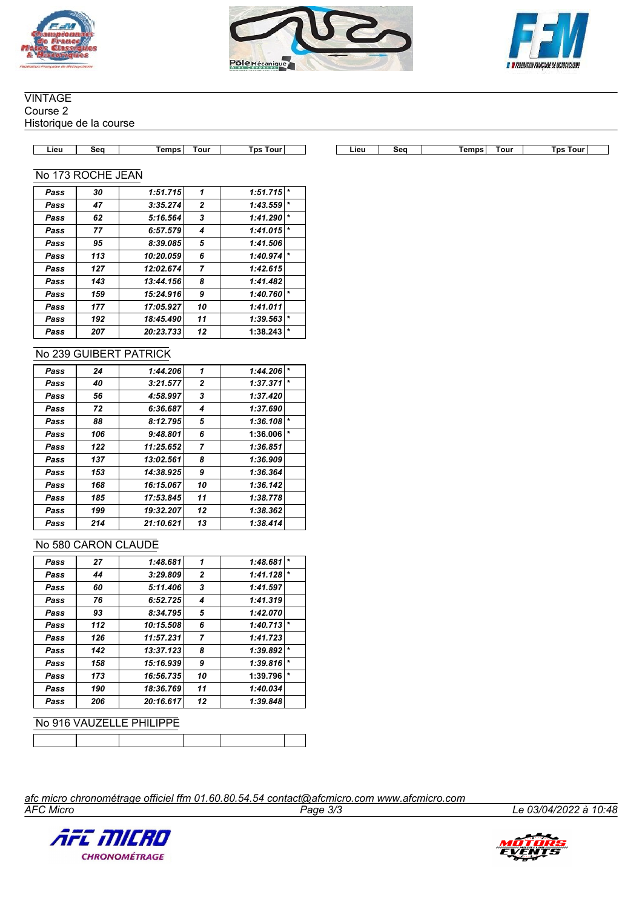VINTAGE
Course 2
Historique de la course

## No 173 ROCHE JEAN

| Lieu | Seq | Temps | Tour | Tps Tour | |
|---|---|---|---|---|---|
| Pass | 30 | 1:51.715 | 1 | 1:51.715 | * |
| Pass | 47 | 3:35.274 | 2 | 1:43.559 | * |
| Pass | 62 | 5:16.564 | 3 | 1:41.290 | * |
| Pass | 77 | 6:57.579 | 4 | 1:41.015 | * |
| Pass | 95 | 8:39.085 | 5 | 1:41.506 | |
| Pass | 113 | 10:20.059 | 6 | 1:40.974 | * |
| Pass | 127 | 12:02.674 | 7 | 1:42.615 | |
| Pass | 143 | 13:44.156 | 8 | 1:41.482 | |
| Pass | 159 | 15:24.916 | 9 | 1:40.760 | * |
| Pass | 177 | 17:05.927 | 10 | 1:41.011 | |
| Pass | 192 | 18:45.490 | 11 | 1:39.563 | * |
| Pass | 207 | 20:23.733 | 12 | 1:38.243 | * |

## No 239 GUIBERT PATRICK

| Lieu | Seq | Temps | Tour | Tps Tour | |
|---|---|---|---|---|---|
| Pass | 24 | 1:44.206 | 1 | 1:44.206 | * |
| Pass | 40 | 3:21.577 | 2 | 1:37.371 | * |
| Pass | 56 | 4:58.997 | 3 | 1:37.420 | |
| Pass | 72 | 6:36.687 | 4 | 1:37.690 | |
| Pass | 88 | 8:12.795 | 5 | 1:36.108 | * |
| Pass | 106 | 9:48.801 | 6 | 1:36.006 | * |
| Pass | 122 | 11:25.652 | 7 | 1:36.851 | |
| Pass | 137 | 13:02.561 | 8 | 1:36.909 | |
| Pass | 153 | 14:38.925 | 9 | 1:36.364 | |
| Pass | 168 | 16:15.067 | 10 | 1:36.142 | |
| Pass | 185 | 17:53.845 | 11 | 1:38.778 | |
| Pass | 199 | 19:32.207 | 12 | 1:38.362 | |
| Pass | 214 | 21:10.621 | 13 | 1:38.414 | |

## No 580 CARON CLAUDE

| Lieu | Seq | Temps | Tour | Tps Tour | |
|---|---|---|---|---|---|
| Pass | 27 | 1:48.681 | 1 | 1:48.681 | * |
| Pass | 44 | 3:29.809 | 2 | 1:41.128 | * |
| Pass | 60 | 5:11.406 | 3 | 1:41.597 | |
| Pass | 76 | 6:52.725 | 4 | 1:41.319 | |
| Pass | 93 | 8:34.795 | 5 | 1:42.070 | |
| Pass | 112 | 10:15.508 | 6 | 1:40.713 | * |
| Pass | 126 | 11:57.231 | 7 | 1:41.723 | |
| Pass | 142 | 13:37.123 | 8 | 1:39.892 | * |
| Pass | 158 | 15:16.939 | 9 | 1:39.816 | * |
| Pass | 173 | 16:56.735 | 10 | 1:39.796 | * |
| Pass | 190 | 18:36.769 | 11 | 1:40.034 | |
| Pass | 206 | 20:16.617 | 12 | 1:39.848 | |

## No 916 VAUZELLE PHILIPPE

| Lieu | Seq | Temps | Tour | Tps Tour | |
|---|---|---|---|---|---|
| | | | | | |

afc micro chronométrage officiel ffm 01.60.80.54.54 contact@afcmicro.com www.afcmicro.com
AFC Micro — Le 03/04/2022 à 10:48